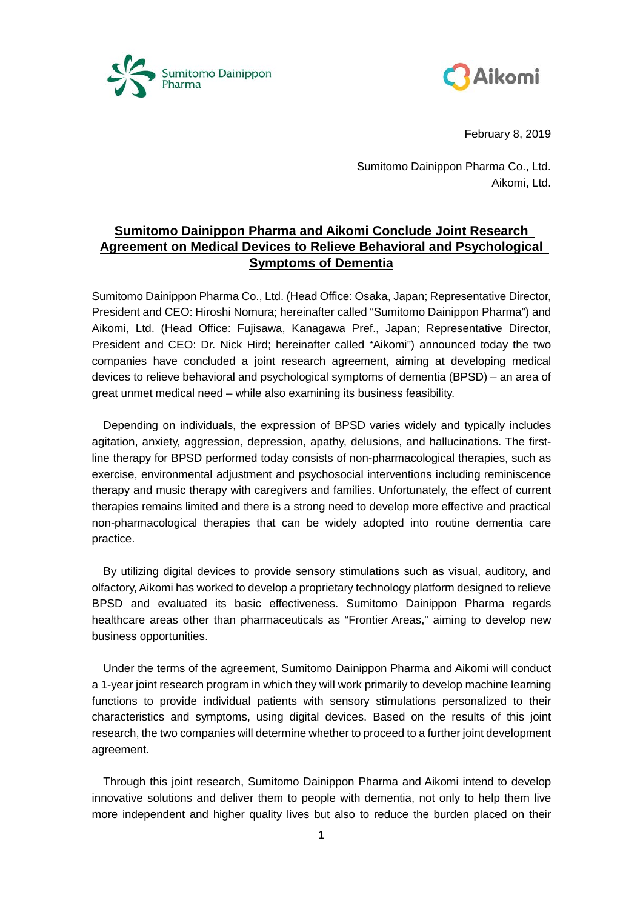February 8, 2019

Sumitomo Dainippon Pharma Co., Ltd.
Aikomi, Ltd.

# Sumitomo Dainippon Pharma and Aikomi Conclude Joint Research Agreement on Medical Devices to Relieve Behavioral and Psychological Symptoms of Dementia

Sumitomo Dainippon Pharma Co., Ltd. (Head Office: Osaka, Japan; Representative Director, President and CEO: Hiroshi Nomura; hereinafter called "Sumitomo Dainippon Pharma") and Aikomi, Ltd. (Head Office: Fujisawa, Kanagawa Pref., Japan; Representative Director, President and CEO: Dr. Nick Hird; hereinafter called "Aikomi") announced today the two companies have concluded a joint research agreement, aiming at developing medical devices to relieve behavioral and psychological symptoms of dementia (BPSD) – an area of great unmet medical need – while also examining its business feasibility.

Depending on individuals, the expression of BPSD varies widely and typically includes agitation, anxiety, aggression, depression, apathy, delusions, and hallucinations. The first-line therapy for BPSD performed today consists of non-pharmacological therapies, such as exercise, environmental adjustment and psychosocial interventions including reminiscence therapy and music therapy with caregivers and families. Unfortunately, the effect of current therapies remains limited and there is a strong need to develop more effective and practical non-pharmacological therapies that can be widely adopted into routine dementia care practice.

By utilizing digital devices to provide sensory stimulations such as visual, auditory, and olfactory, Aikomi has worked to develop a proprietary technology platform designed to relieve BPSD and evaluated its basic effectiveness. Sumitomo Dainippon Pharma regards healthcare areas other than pharmaceuticals as "Frontier Areas," aiming to develop new business opportunities.

Under the terms of the agreement, Sumitomo Dainippon Pharma and Aikomi will conduct a 1-year joint research program in which they will work primarily to develop machine learning functions to provide individual patients with sensory stimulations personalized to their characteristics and symptoms, using digital devices. Based on the results of this joint research, the two companies will determine whether to proceed to a further joint development agreement.

Through this joint research, Sumitomo Dainippon Pharma and Aikomi intend to develop innovative solutions and deliver them to people with dementia, not only to help them live more independent and higher quality lives but also to reduce the burden placed on their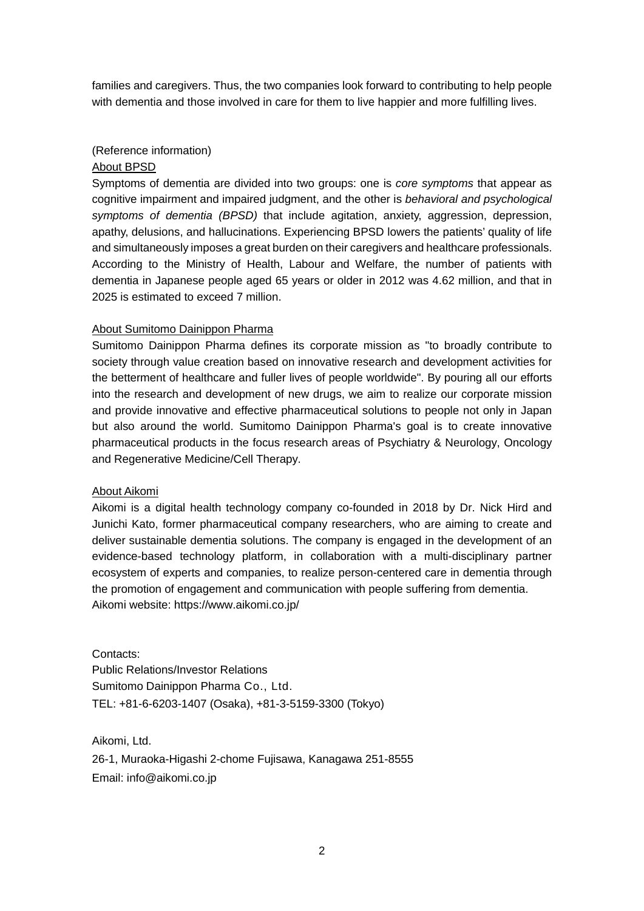families and caregivers. Thus, the two companies look forward to contributing to help people with dementia and those involved in care for them to live happier and more fulfilling lives.

(Reference information)

About BPSD

Symptoms of dementia are divided into two groups: one is *core symptoms* that appear as cognitive impairment and impaired judgment, and the other is *behavioral and psychological symptoms of dementia (BPSD)* that include agitation, anxiety, aggression, depression, apathy, delusions, and hallucinations. Experiencing BPSD lowers the patients' quality of life and simultaneously imposes a great burden on their caregivers and healthcare professionals. According to the Ministry of Health, Labour and Welfare, the number of patients with dementia in Japanese people aged 65 years or older in 2012 was 4.62 million, and that in 2025 is estimated to exceed 7 million.

About Sumitomo Dainippon Pharma

Sumitomo Dainippon Pharma defines its corporate mission as "to broadly contribute to society through value creation based on innovative research and development activities for the betterment of healthcare and fuller lives of people worldwide". By pouring all our efforts into the research and development of new drugs, we aim to realize our corporate mission and provide innovative and effective pharmaceutical solutions to people not only in Japan but also around the world. Sumitomo Dainippon Pharma's goal is to create innovative pharmaceutical products in the focus research areas of Psychiatry & Neurology, Oncology and Regenerative Medicine/Cell Therapy.

About Aikomi

Aikomi is a digital health technology company co-founded in 2018 by Dr. Nick Hird and Junichi Kato, former pharmaceutical company researchers, who are aiming to create and deliver sustainable dementia solutions. The company is engaged in the development of an evidence-based technology platform, in collaboration with a multi-disciplinary partner ecosystem of experts and companies, to realize person-centered care in dementia through the promotion of engagement and communication with people suffering from dementia.
Aikomi website: https://www.aikomi.co.jp/

Contacts:
Public Relations/Investor Relations
Sumitomo Dainippon Pharma Co., Ltd.
TEL: +81-6-6203-1407 (Osaka), +81-3-5159-3300 (Tokyo)

Aikomi, Ltd.
26-1, Muraoka-Higashi 2-chome Fujisawa, Kanagawa 251-8555
Email: info@aikomi.co.jp